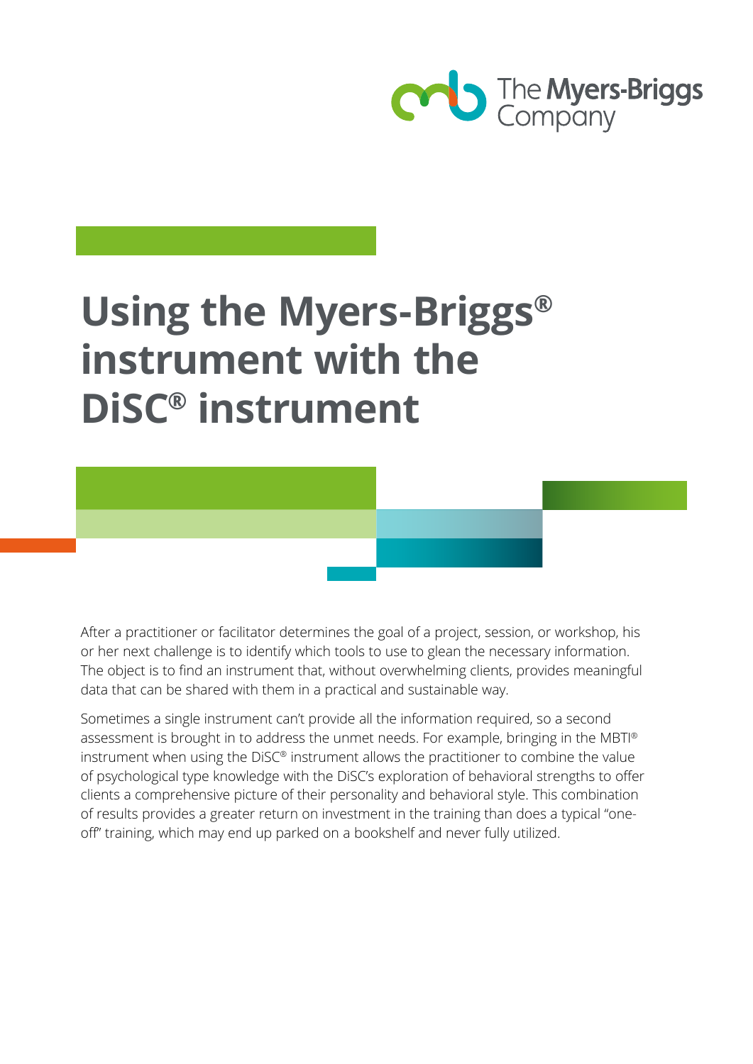# Using the Myers-Briggs® instrument with the DiSC® instrument

After a practitioner or facilitator determines the goal of a project, session, or workshop, his or her next challenge is to identify which tools to use to glean the necessary information. The object is to find an instrument that, without overwhelming clients, provides meaningful data that can be shared with them in a practical and sustainable way.

Sometimes a single instrument can't provide all the information required, so a second assessment is brought in to address the unmet needs. For example, bringing in the MBTI® instrument when using the DiSC® instrument allows the practitioner to combine the value of psychological type knowledge with the DiSC's exploration of behavioral strengths to offer clients a comprehensive picture of their personality and behavioral style. This combination of results provides a greater return on investment in the training than does a typical "one-off" training, which may end up parked on a bookshelf and never fully utilized.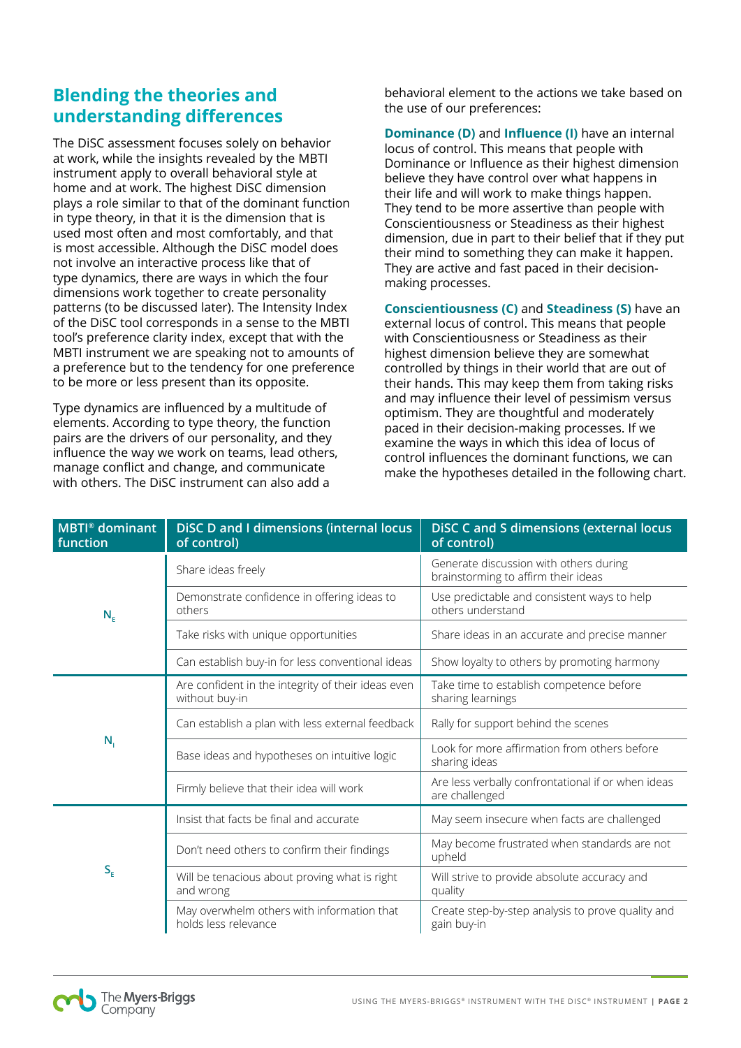## Blending the theories and understanding differences

The DiSC assessment focuses solely on behavior at work, while the insights revealed by the MBTI instrument apply to overall behavioral style at home and at work. The highest DiSC dimension plays a role similar to that of the dominant function in type theory, in that it is the dimension that is used most often and most comfortably, and that is most accessible. Although the DiSC model does not involve an interactive process like that of type dynamics, there are ways in which the four dimensions work together to create personality patterns (to be discussed later). The Intensity Index of the DiSC tool corresponds in a sense to the MBTI tool's preference clarity index, except that with the MBTI instrument we are speaking not to amounts of a preference but to the tendency for one preference to be more or less present than its opposite.

Type dynamics are influenced by a multitude of elements. According to type theory, the function pairs are the drivers of our personality, and they influence the way we work on teams, lead others, manage conflict and change, and communicate with others. The DiSC instrument can also add a behavioral element to the actions we take based on the use of our preferences:

**Dominance (D)** and **Influence (I)** have an internal locus of control. This means that people with Dominance or Influence as their highest dimension believe they have control over what happens in their life and will work to make things happen. They tend to be more assertive than people with Conscientiousness or Steadiness as their highest dimension, due in part to their belief that if they put their mind to something they can make it happen. They are active and fast paced in their decision-making processes.

**Conscientiousness (C)** and **Steadiness (S)** have an external locus of control. This means that people with Conscientiousness or Steadiness as their highest dimension believe they are somewhat controlled by things in their world that are out of their hands. This may keep them from taking risks and may influence their level of pessimism versus optimism. They are thoughtful and moderately paced in their decision-making processes. If we examine the ways in which this idea of locus of control influences the dominant functions, we can make the hypotheses detailed in the following chart.

| MBTI® dominant function | DiSC D and I dimensions (internal locus of control) | DiSC C and S dimensions (external locus of control) |
|---|---|---|
| $N_E$ | Share ideas freely | Generate discussion with others during brainstorming to affirm their ideas |
| | Demonstrate confidence in offering ideas to others | Use predictable and consistent ways to help others understand |
| | Take risks with unique opportunities | Share ideas in an accurate and precise manner |
| | Can establish buy-in for less conventional ideas | Show loyalty to others by promoting harmony |
| $N_I$ | Are confident in the integrity of their ideas even without buy-in | Take time to establish competence before sharing learnings |
| | Can establish a plan with less external feedback | Rally for support behind the scenes |
| | Base ideas and hypotheses on intuitive logic | Look for more affirmation from others before sharing ideas |
| | Firmly believe that their idea will work | Are less verbally confrontational if or when ideas are challenged |
| $S_E$ | Insist that facts be final and accurate | May seem insecure when facts are challenged |
| | Don't need others to confirm their findings | May become frustrated when standards are not upheld |
| | Will be tenacious about proving what is right and wrong | Will strive to provide absolute accuracy and quality |
| | May overwhelm others with information that holds less relevance | Create step-by-step analysis to prove quality and gain buy-in |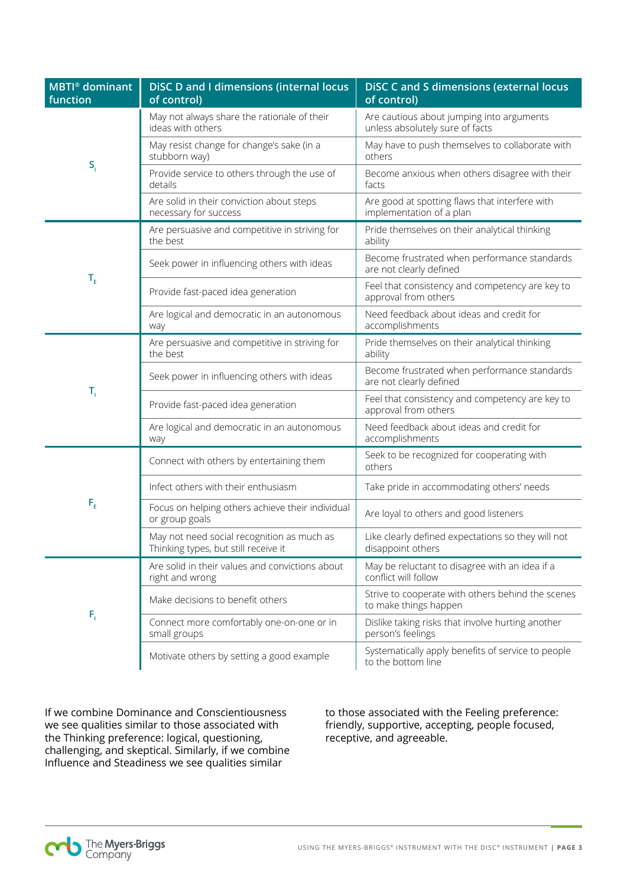| MBTI® dominant function | DiSC D and I dimensions (internal locus of control) | DiSC C and S dimensions (external locus of control) |
| --- | --- | --- |
| $S_I$ | May not always share the rationale of their ideas with others | Are cautious about jumping into arguments unless absolutely sure of facts |
| | May resist change for change's sake (in a stubborn way) | May have to push themselves to collaborate with others |
| | Provide service to others through the use of details | Become anxious when others disagree with their facts |
| | Are solid in their conviction about steps necessary for success | Are good at spotting flaws that interfere with implementation of a plan |
| $T_E$ | Are persuasive and competitive in striving for the best | Pride themselves on their analytical thinking ability |
| | Seek power in influencing others with ideas | Become frustrated when performance standards are not clearly defined |
| | Provide fast-paced idea generation | Feel that consistency and competency are key to approval from others |
| | Are logical and democratic in an autonomous way | Need feedback about ideas and credit for accomplishments |
| $T_I$ | Are persuasive and competitive in striving for the best | Pride themselves on their analytical thinking ability |
| | Seek power in influencing others with ideas | Become frustrated when performance standards are not clearly defined |
| | Provide fast-paced idea generation | Feel that consistency and competency are key to approval from others |
| | Are logical and democratic in an autonomous way | Need feedback about ideas and credit for accomplishments |
| $F_E$ | Connect with others by entertaining them | Seek to be recognized for cooperating with others |
| | Infect others with their enthusiasm | Take pride in accommodating others' needs |
| | Focus on helping others achieve their individual or group goals | Are loyal to others and good listeners |
| | May not need social recognition as much as Thinking types, but still receive it | Like clearly defined expectations so they will not disappoint others |
| $F_I$ | Are solid in their values and convictions about right and wrong | May be reluctant to disagree with an idea if a conflict will follow |
| | Make decisions to benefit others | Strive to cooperate with others behind the scenes to make things happen |
| | Connect more comfortably one-on-one or in small groups | Dislike taking risks that involve hurting another person's feelings |
| | Motivate others by setting a good example | Systematically apply benefits of service to people to the bottom line |

If we combine Dominance and Conscientiousness we see qualities similar to those associated with the Thinking preference: logical, questioning, challenging, and skeptical. Similarly, if we combine Influence and Steadiness we see qualities similar to those associated with the Feeling preference: friendly, supportive, accepting, people focused, receptive, and agreeable.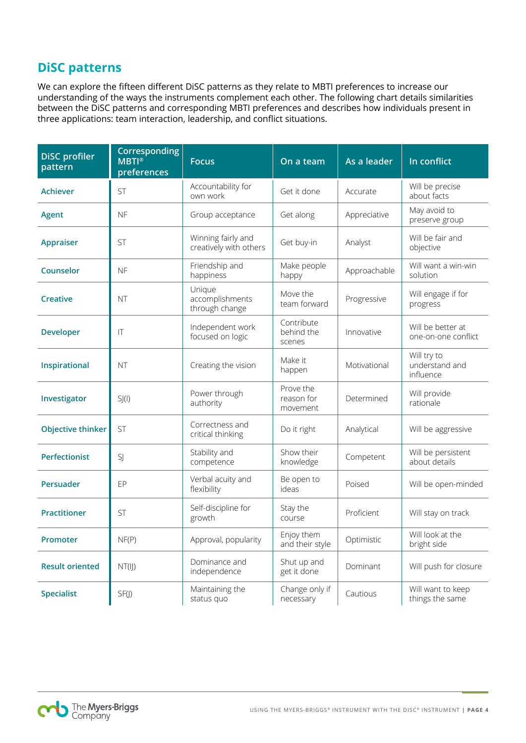## DiSC patterns

We can explore the fifteen different DiSC patterns as they relate to MBTI preferences to increase our understanding of the ways the instruments complement each other. The following chart details similarities between the DiSC patterns and corresponding MBTI preferences and describes how individuals present in three applications: team interaction, leadership, and conflict situations.

| DiSC profiler pattern | Corresponding MBTI® preferences | Focus | On a team | As a leader | In conflict |
|---|---|---|---|---|---|
| **Achiever** | ST | Accountability for own work | Get it done | Accurate | Will be precise about facts |
| **Agent** | NF | Group acceptance | Get along | Appreciative | May avoid to preserve group |
| **Appraiser** | ST | Winning fairly and creatively with others | Get buy-in | Analyst | Will be fair and objective |
| **Counselor** | NF | Friendship and happiness | Make people happy | Approachable | Will want a win-win solution |
| **Creative** | NT | Unique accomplishments through change | Move the team forward | Progressive | Will engage if for progress |
| **Developer** | IT | Independent work focused on logic | Contribute behind the scenes | Innovative | Will be better at one-on-one conflict |
| **Inspirational** | NT | Creating the vision | Make it happen | Motivational | Will try to understand and influence |
| **Investigator** | SJ(I) | Power through authority | Prove the reason for movement | Determined | Will provide rationale |
| **Objective thinker** | ST | Correctness and critical thinking | Do it right | Analytical | Will be aggressive |
| **Perfectionist** | SJ | Stability and competence | Show their knowledge | Competent | Will be persistent about details |
| **Persuader** | EP | Verbal acuity and flexibility | Be open to ideas | Poised | Will be open-minded |
| **Practitioner** | ST | Self-discipline for growth | Stay the course | Proficient | Will stay on track |
| **Promoter** | NF(P) | Approval, popularity | Enjoy them and their style | Optimistic | Will look at the bright side |
| **Result oriented** | NT(IJ) | Dominance and independence | Shut up and get it done | Dominant | Will push for closure |
| **Specialist** | SF(J) | Maintaining the status quo | Change only if necessary | Cautious | Will want to keep things the same |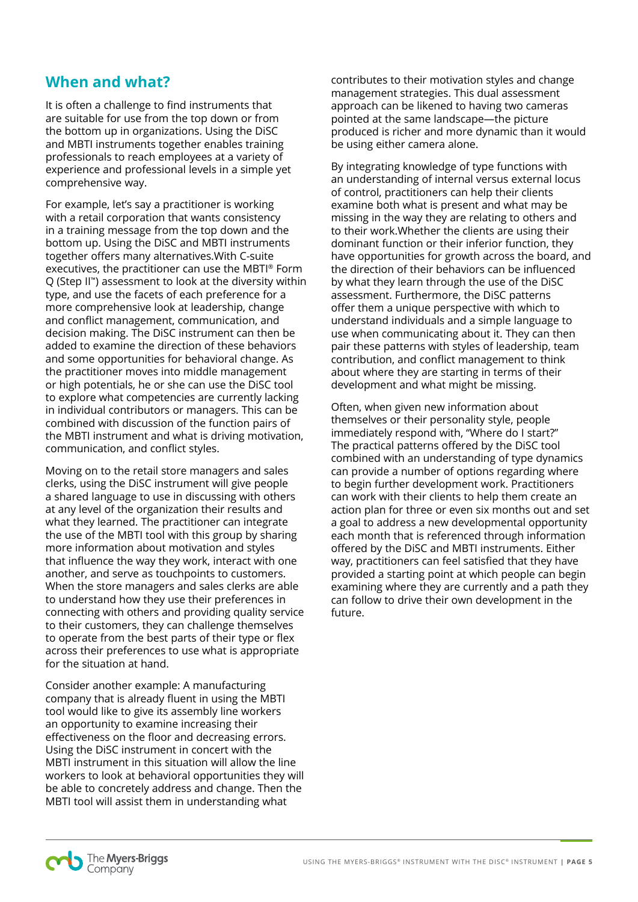## When and what?

It is often a challenge to find instruments that are suitable for use from the top down or from the bottom up in organizations. Using the DiSC and MBTI instruments together enables training professionals to reach employees at a variety of experience and professional levels in a simple yet comprehensive way.

For example, let's say a practitioner is working with a retail corporation that wants consistency in a training message from the top down and the bottom up. Using the DiSC and MBTI instruments together offers many alternatives.With C-suite executives, the practitioner can use the MBTI® Form Q (Step II™) assessment to look at the diversity within type, and use the facets of each preference for a more comprehensive look at leadership, change and conflict management, communication, and decision making. The DiSC instrument can then be added to examine the direction of these behaviors and some opportunities for behavioral change. As the practitioner moves into middle management or high potentials, he or she can use the DiSC tool to explore what competencies are currently lacking in individual contributors or managers. This can be combined with discussion of the function pairs of the MBTI instrument and what is driving motivation, communication, and conflict styles.

Moving on to the retail store managers and sales clerks, using the DiSC instrument will give people a shared language to use in discussing with others at any level of the organization their results and what they learned. The practitioner can integrate the use of the MBTI tool with this group by sharing more information about motivation and styles that influence the way they work, interact with one another, and serve as touchpoints to customers. When the store managers and sales clerks are able to understand how they use their preferences in connecting with others and providing quality service to their customers, they can challenge themselves to operate from the best parts of their type or flex across their preferences to use what is appropriate for the situation at hand.

Consider another example: A manufacturing company that is already fluent in using the MBTI tool would like to give its assembly line workers an opportunity to examine increasing their effectiveness on the floor and decreasing errors. Using the DiSC instrument in concert with the MBTI instrument in this situation will allow the line workers to look at behavioral opportunities they will be able to concretely address and change. Then the MBTI tool will assist them in understanding what contributes to their motivation styles and change management strategies. This dual assessment approach can be likened to having two cameras pointed at the same landscape—the picture produced is richer and more dynamic than it would be using either camera alone.

By integrating knowledge of type functions with an understanding of internal versus external locus of control, practitioners can help their clients examine both what is present and what may be missing in the way they are relating to others and to their work.Whether the clients are using their dominant function or their inferior function, they have opportunities for growth across the board, and the direction of their behaviors can be influenced by what they learn through the use of the DiSC assessment. Furthermore, the DiSC patterns offer them a unique perspective with which to understand individuals and a simple language to use when communicating about it. They can then pair these patterns with styles of leadership, team contribution, and conflict management to think about where they are starting in terms of their development and what might be missing.

Often, when given new information about themselves or their personality style, people immediately respond with, "Where do I start?" The practical patterns offered by the DiSC tool combined with an understanding of type dynamics can provide a number of options regarding where to begin further development work. Practitioners can work with their clients to help them create an action plan for three or even six months out and set a goal to address a new developmental opportunity each month that is referenced through information offered by the DiSC and MBTI instruments. Either way, practitioners can feel satisfied that they have provided a starting point at which people can begin examining where they are currently and a path they can follow to drive their own development in the future.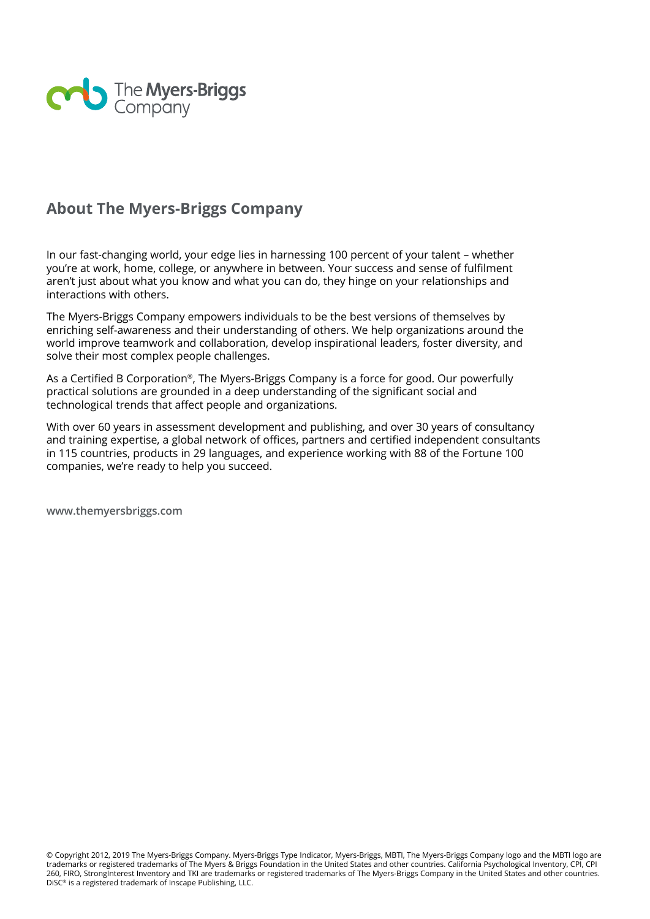The Myers-Briggs Company

## About The Myers-Briggs Company

In our fast-changing world, your edge lies in harnessing 100 percent of your talent – whether you're at work, home, college, or anywhere in between. Your success and sense of fulfilment aren't just about what you know and what you can do, they hinge on your relationships and interactions with others.

The Myers-Briggs Company empowers individuals to be the best versions of themselves by enriching self-awareness and their understanding of others. We help organizations around the world improve teamwork and collaboration, develop inspirational leaders, foster diversity, and solve their most complex people challenges.

As a Certified B Corporation®, The Myers-Briggs Company is a force for good. Our powerfully practical solutions are grounded in a deep understanding of the significant social and technological trends that affect people and organizations.

With over 60 years in assessment development and publishing, and over 30 years of consultancy and training expertise, a global network of offices, partners and certified independent consultants in 115 countries, products in 29 languages, and experience working with 88 of the Fortune 100 companies, we're ready to help you succeed.

**www.themyersbriggs.com**

© Copyright 2012, 2019 The Myers-Briggs Company. Myers-Briggs Type Indicator, Myers-Briggs, MBTI, The Myers-Briggs Company logo and the MBTI logo are trademarks or registered trademarks of The Myers & Briggs Foundation in the United States and other countries. California Psychological Inventory, CPI, CPI 260, FIRO, StrongInterest Inventory and TKI are trademarks or registered trademarks of The Myers-Briggs Company in the United States and other countries. DiSC® is a registered trademark of Inscape Publishing, LLC.